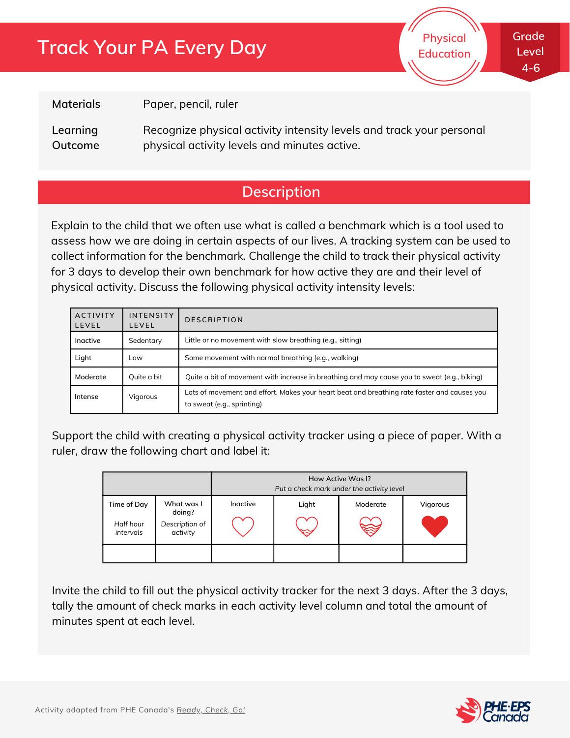# Track Your PA Every Day

Physical Education

Grade Level 4-6

**Materials** Paper, pencil, ruler

**Learning Outcome** Recognize physical activity intensity levels and track your personal physical activity levels and minutes active.

## Description

Explain to the child that we often use what is called a benchmark which is a tool used to assess how we are doing in certain aspects of our lives. A tracking system can be used to collect information for the benchmark. Challenge the child to track their physical activity for 3 days to develop their own benchmark for how active they are and their level of physical activity. Discuss the following physical activity intensity levels:

| ACTIVITY LEVEL | INTENSITY LEVEL | DESCRIPTION |
|---|---|---|
| Inactive | Sedentary | Little or no movement with slow breathing (e.g., sitting) |
| Light | Low | Some movement with normal breathing (e.g., walking) |
| Moderate | Quite a bit | Quite a bit of movement with increase in breathing and may cause you to sweat (e.g., biking) |
| Intense | Vigorous | Lots of movement and effort. Makes your heart beat and breathing rate faster and causes you to sweat (e.g., sprinting) |

Support the child with creating a physical activity tracker using a piece of paper. With a ruler, draw the following chart and label it:

| | | How Active Was I? *Put a check mark under the activity level* | | | |
|---|---|---|---|---|---|
| Time of Day *Half hour intervals* | What was I doing? *Description of activity* | Inactive | Light | Moderate | Vigorous |
| | | | | | |

Invite the child to fill out the physical activity tracker for the next 3 days. After the 3 days, tally the amount of check marks in each activity level column and total the amount of minutes spent at each level.

Activity adapted from PHE Canada's Ready, Check, Go!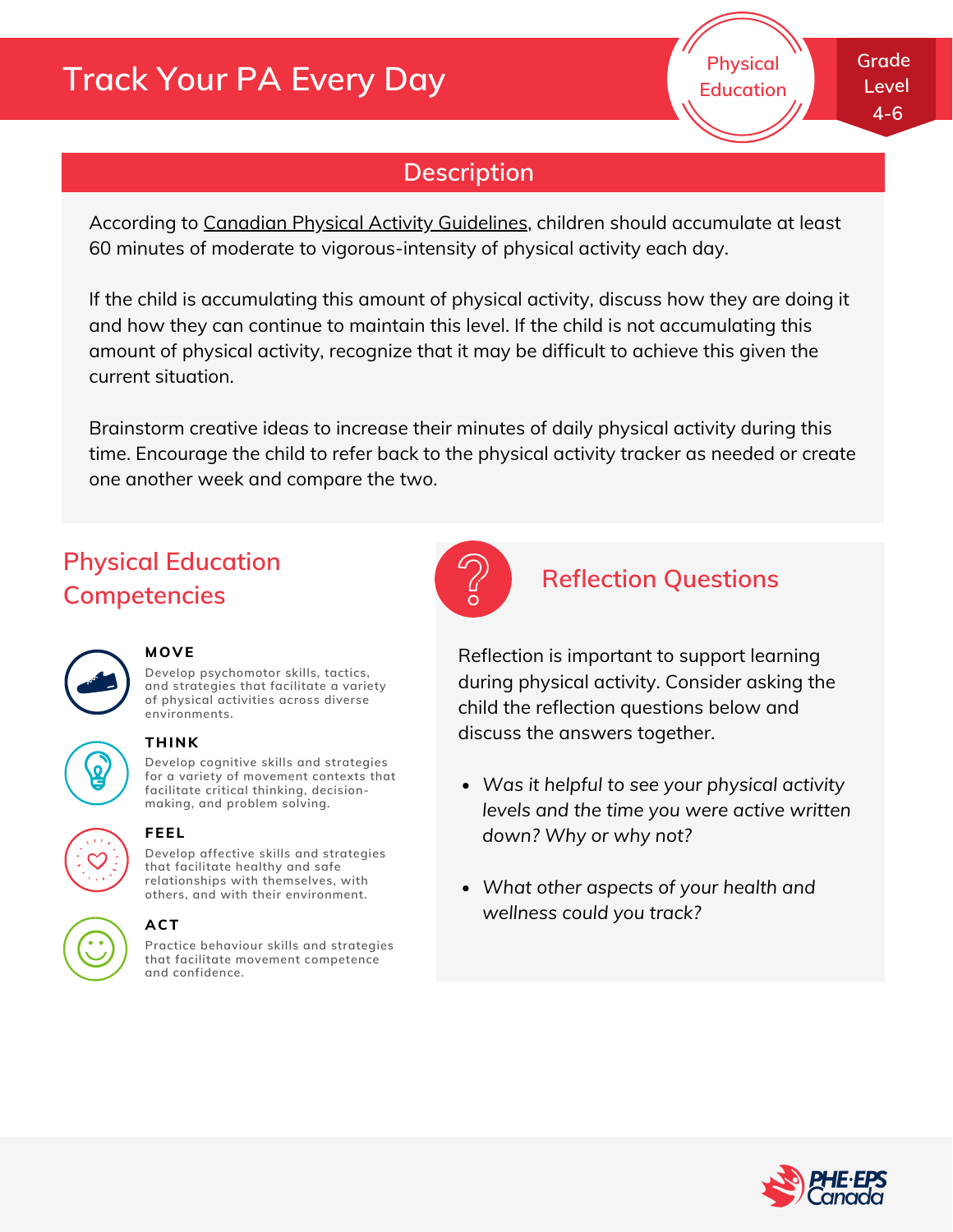# Track Your PA Every Day

Physical Education

Grade Level 4-6

## Description

According to Canadian Physical Activity Guidelines, children should accumulate at least 60 minutes of moderate to vigorous-intensity of physical activity each day.

If the child is accumulating this amount of physical activity, discuss how they are doing it and how they can continue to maintain this level. If the child is not accumulating this amount of physical activity, recognize that it may be difficult to achieve this given the current situation.

Brainstorm creative ideas to increase their minutes of daily physical activity during this time. Encourage the child to refer back to the physical activity tracker as needed or create one another week and compare the two.

## Physical Education Competencies

**MOVE**

Develop psychomotor skills, tactics, and strategies that facilitate a variety of physical activities across diverse environments.

**THINK**

Develop cognitive skills and strategies for a variety of movement contexts that facilitate critical thinking, decision-making, and problem solving.

**FEEL**

Develop affective skills and strategies that facilitate healthy and safe relationships with themselves, with others, and with their environment.

**ACT**

Practice behaviour skills and strategies that facilitate movement competence and confidence.

## Reflection Questions

Reflection is important to support learning during physical activity. Consider asking the child the reflection questions below and discuss the answers together.

- *Was it helpful to see your physical activity levels and the time you were active written down? Why or why not?*
- *What other aspects of your health and wellness could you track?*

PHE·EPS Canada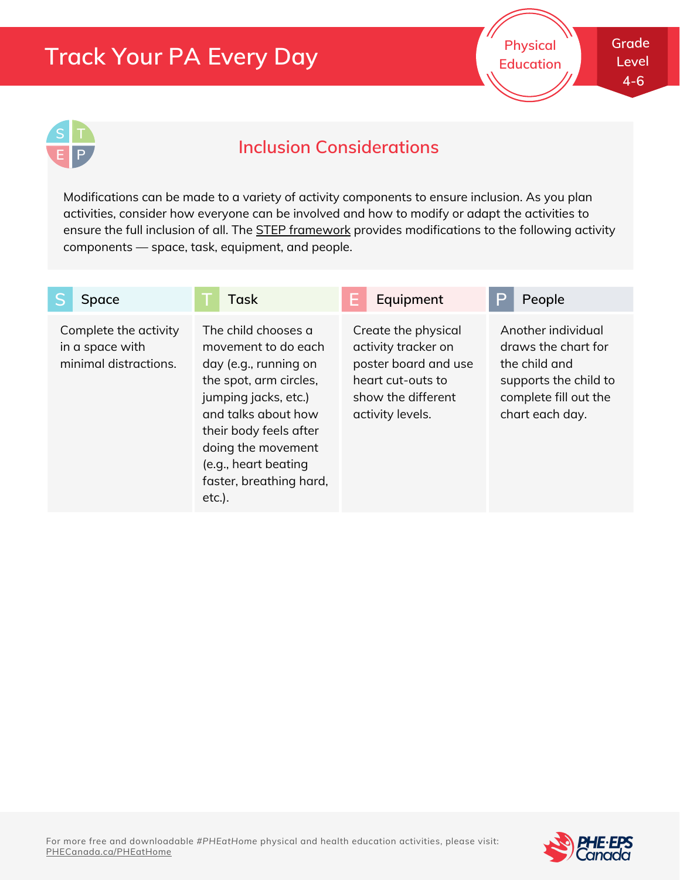# Track Your PA Every Day

Physical Education

Grade Level 4-6

## Inclusion Considerations

Modifications can be made to a variety of activity components to ensure inclusion. As you plan activities, consider how everyone can be involved and how to modify or adapt the activities to ensure the full inclusion of all. The STEP framework provides modifications to the following activity components — space, task, equipment, and people.

| S Space | T Task | E Equipment | P People |
|---|---|---|---|
| Complete the activity in a space with minimal distractions. | The child chooses a movement to do each day (e.g., running on the spot, arm circles, jumping jacks, etc.) and talks about how their body feels after doing the movement (e.g., heart beating faster, breathing hard, etc.). | Create the physical activity tracker on poster board and use heart cut-outs to show the different activity levels. | Another individual draws the chart for the child and supports the child to complete fill out the chart each day. |

For more free and downloadable *#PHEatHome* physical and health education activities, please visit: PHECanada.ca/PHEatHome